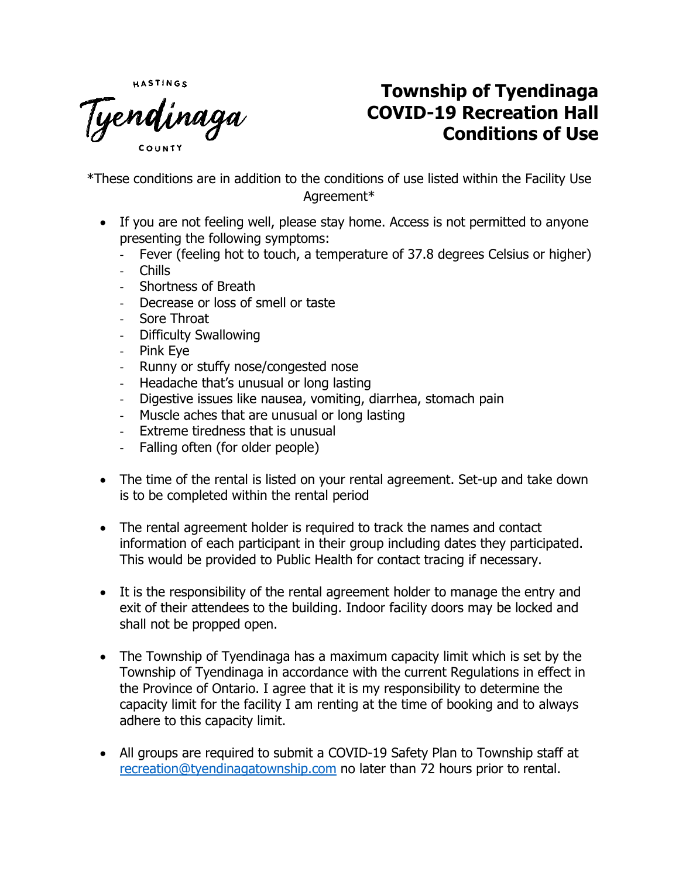HASTINGS

Tyendinaga

COUNTY

# Township of Tyendinaga COVID-19 Recreation Hall Conditions of Use

*These conditions are in addition to the conditions of use listed within the Facility Use Agreement*

- If you are not feeling well, please stay home. Access is not permitted to anyone presenting the following symptoms:
  - Fever (feeling hot to touch, a temperature of 37.8 degrees Celsius or higher)
  - Chills
  - Shortness of Breath
  - Decrease or loss of smell or taste
  - Sore Throat
  - Difficulty Swallowing
  - Pink Eye
  - Runny or stuffy nose/congested nose
  - Headache that's unusual or long lasting
  - Digestive issues like nausea, vomiting, diarrhea, stomach pain
  - Muscle aches that are unusual or long lasting
  - Extreme tiredness that is unusual
  - Falling often (for older people)

- The time of the rental is listed on your rental agreement. Set-up and take down is to be completed within the rental period

- The rental agreement holder is required to track the names and contact information of each participant in their group including dates they participated. This would be provided to Public Health for contact tracing if necessary.

- It is the responsibility of the rental agreement holder to manage the entry and exit of their attendees to the building. Indoor facility doors may be locked and shall not be propped open.

- The Township of Tyendinaga has a maximum capacity limit which is set by the Township of Tyendinaga in accordance with the current Regulations in effect in the Province of Ontario. I agree that it is my responsibility to determine the capacity limit for the facility I am renting at the time of booking and to always adhere to this capacity limit.

- All groups are required to submit a COVID-19 Safety Plan to Township staff at recreation@tyendinagatownship.com no later than 72 hours prior to rental.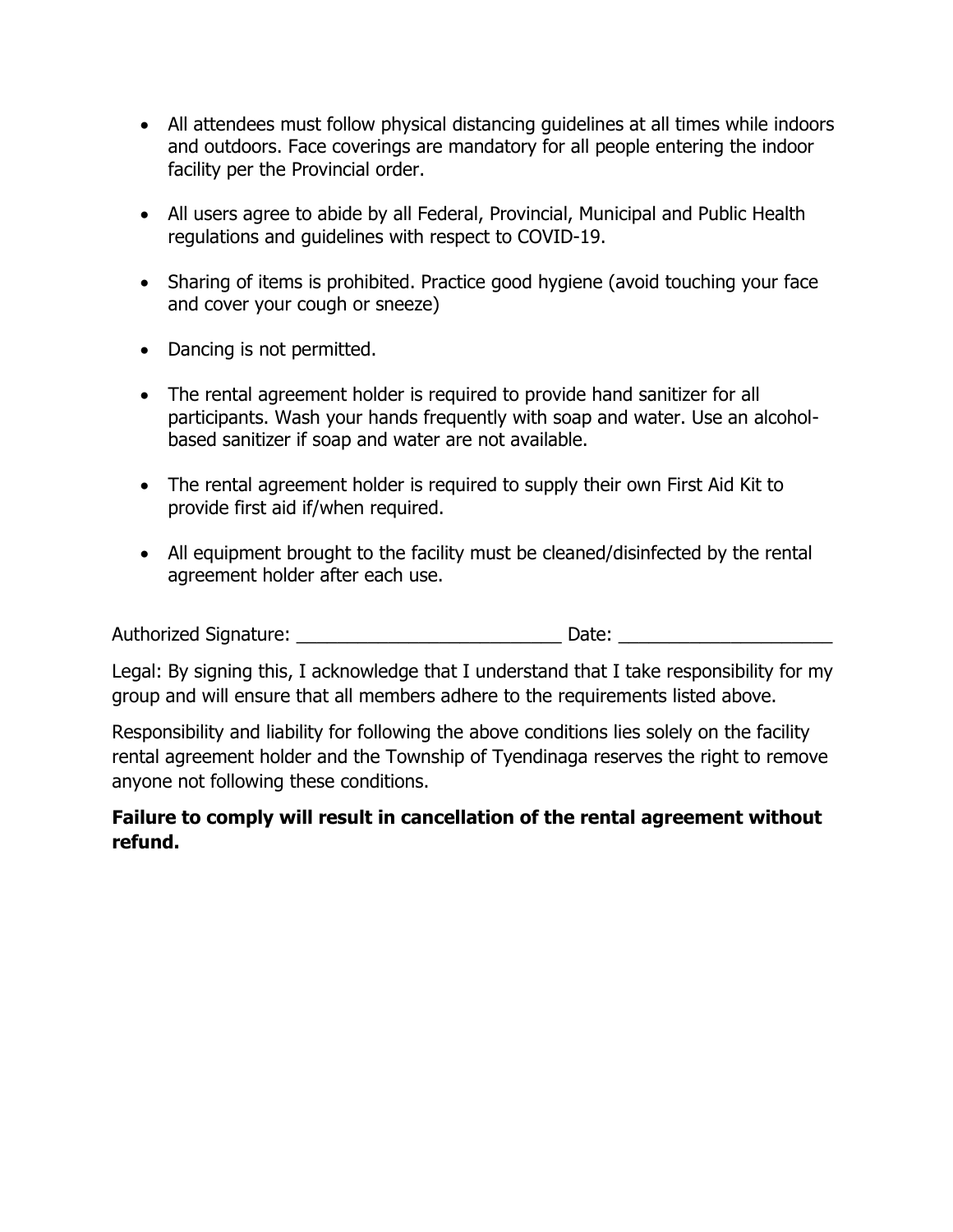- All attendees must follow physical distancing guidelines at all times while indoors and outdoors. Face coverings are mandatory for all people entering the indoor facility per the Provincial order.

- All users agree to abide by all Federal, Provincial, Municipal and Public Health regulations and guidelines with respect to COVID-19.

- Sharing of items is prohibited. Practice good hygiene (avoid touching your face and cover your cough or sneeze)

- Dancing is not permitted.

- The rental agreement holder is required to provide hand sanitizer for all participants. Wash your hands frequently with soap and water. Use an alcohol-based sanitizer if soap and water are not available.

- The rental agreement holder is required to supply their own First Aid Kit to provide first aid if/when required.

- All equipment brought to the facility must be cleaned/disinfected by the rental agreement holder after each use.

Authorized Signature: ___________________________ Date: _____________________

Legal: By signing this, I acknowledge that I understand that I take responsibility for my group and will ensure that all members adhere to the requirements listed above.

Responsibility and liability for following the above conditions lies solely on the facility rental agreement holder and the Township of Tyendinaga reserves the right to remove anyone not following these conditions.

**Failure to comply will result in cancellation of the rental agreement without refund.**